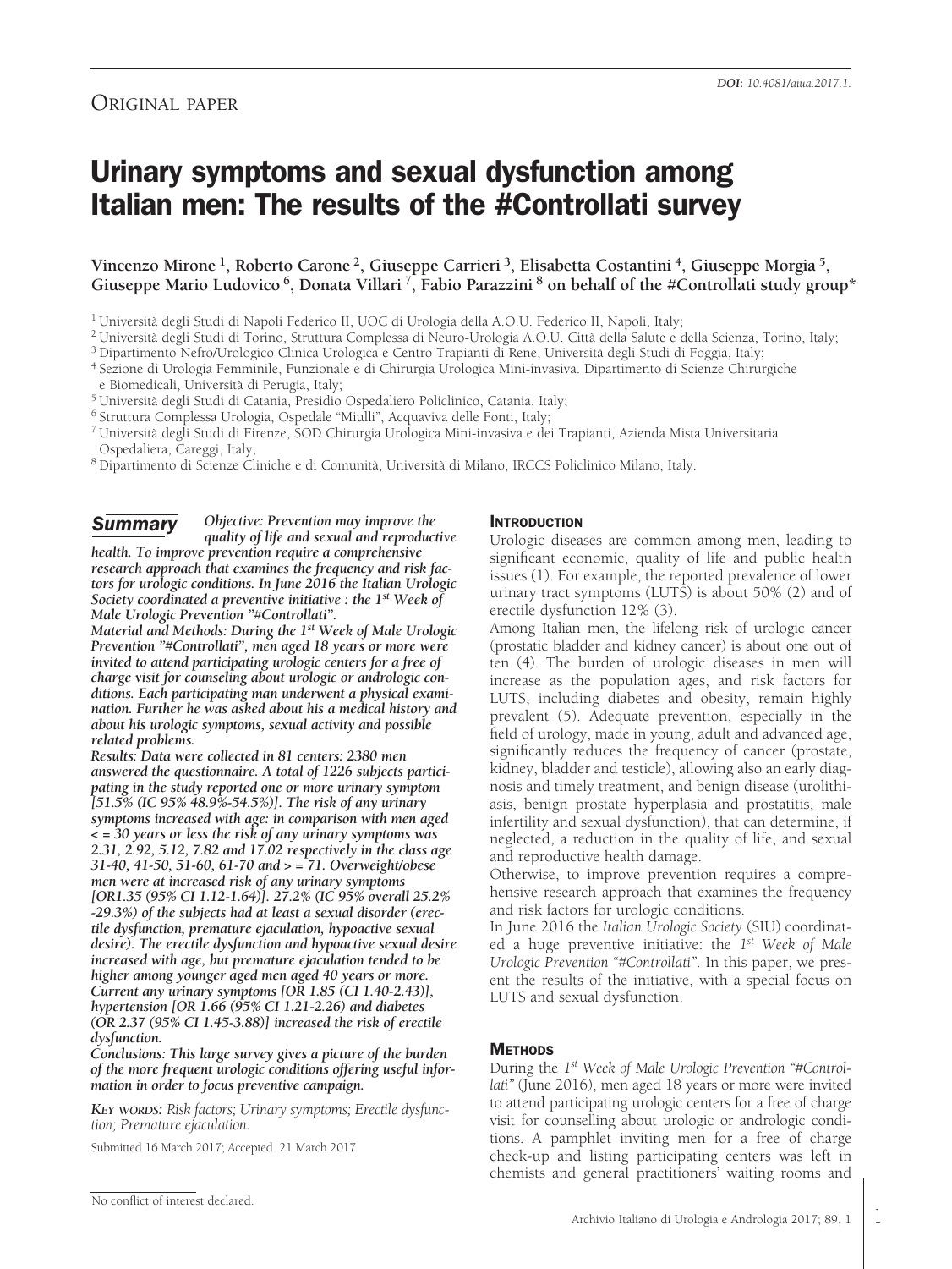ORIGINAL PAPER

DOI: 10.4081/aiua.2017.1.

# Urinary symptoms and sexual dysfunction among Italian men: The results of the #Controllati survey

**Vincenzo Mirone [1], Roberto Carone [2], Giuseppe Carrieri [3], Elisabetta Costantini [4], Giuseppe Morgia [5], Giuseppe Mario Ludovico [6], Donata Villari [7], Fabio Parazzini [8] on behalf of the #Controllati study group***

[1] Università degli Studi di Napoli Federico II, UOC di Urologia della A.O.U. Federico II, Napoli, Italy;
[2] Università degli Studi di Torino, Struttura Complessa di Neuro-Urologia A.O.U. Città della Salute e della Scienza, Torino, Italy;
[3] Dipartimento Nefro/Urologico Clinica Urologica e Centro Trapianti di Rene, Università degli Studi di Foggia, Italy;
[4] Sezione di Urologia Femminile, Funzionale e di Chirurgia Urologica Mini-invasiva. Dipartimento di Scienze Chirurgiche e Biomedicali, Università di Perugia, Italy;
[5] Università degli Studi di Catania, Presidio Ospedaliero Policlinico, Catania, Italy;
[6] Struttura Complessa Urologia, Ospedale "Miulli", Acquaviva delle Fonti, Italy;
[7] Università degli Studi di Firenze, SOD Chirurgia Urologica Mini-invasiva e dei Trapianti, Azienda Mista Universitaria Ospedaliera, Careggi, Italy;
[8] Dipartimento di Scienze Cliniche e di Comunità, Università di Milano, IRCCS Policlinico Milano, Italy.

## Summary

***Objective:** Prevention may improve the quality of life and sexual and reproductive health. To improve prevention require a comprehensive research approach that examines the frequency and risk factors for urologic conditions. In June 2016 the Italian Urologic Society coordinated a preventive initiative : the 1st Week of Male Urologic Prevention "#Controllati".*

***Material and Methods:** During the 1st Week of Male Urologic Prevention "#Controllati", men aged 18 years or more were invited to attend participating urologic centers for a free of charge visit for counseling about urologic or andrologic conditions. Each participating man underwent a physical examination. Further he was asked about his a medical history and about his urologic symptoms, sexual activity and possible related problems.*

***Results:** Data were collected in 81 centers: 2380 men answered the questionnaire. A total of 1226 subjects participating in the study reported one or more urinary symptom [51.5% (IC 95% 48.9%-54.5%)]. The risk of any urinary symptoms increased with age: in comparison with men aged < = 30 years or less the risk of any urinary symptoms was 2.31, 2.92, 5.12, 7.82 and 17.02 respectively in the class age 31-40, 41-50, 51-60, 61-70 and > = 71. Overweight/obese men were at increased risk of any urinary symptoms [OR1.35 (95% CI 1.12-1.64)]. 27.2% (IC 95% overall 25.2% -29.3%) of the subjects had at least a sexual disorder (erectile dysfunction, premature ejaculation, hypoactive sexual desire). The erectile dysfunction and hypoactive sexual desire increased with age, but premature ejaculation tended to be higher among younger aged men aged 40 years or more. Current any urinary symptoms [OR 1.85 (CI 1.40-2.43)], hypertension [OR 1.66 (95% CI 1.21-2.26) and diabetes (OR 2.37 (95% CI 1.45-3.88)] increased the risk of erectile dysfunction.*

***Conclusions:** This large survey gives a picture of the burden of the more frequent urologic conditions offering useful information in order to focus preventive campaign.*

***KEY WORDS:** Risk factors; Urinary symptoms; Erectile dysfunction; Premature ejaculation.*

Submitted 16 March 2017; Accepted 21 March 2017

No conflict of interest declared.

## INTRODUCTION

Urologic diseases are common among men, leading to significant economic, quality of life and public health issues (1). For example, the reported prevalence of lower urinary tract symptoms (LUTS) is about 50% (2) and of erectile dysfunction 12% (3).

Among Italian men, the lifelong risk of urologic cancer (prostatic bladder and kidney cancer) is about one out of ten (4). The burden of urologic diseases in men will increase as the population ages, and risk factors for LUTS, including diabetes and obesity, remain highly prevalent (5). Adequate prevention, especially in the field of urology, made in young, adult and advanced age, significantly reduces the frequency of cancer (prostate, kidney, bladder and testicle), allowing also an early diagnosis and timely treatment, and benign disease (urolithiasis, benign prostate hyperplasia and prostatitis, male infertility and sexual dysfunction), that can determine, if neglected, a reduction in the quality of life, and sexual and reproductive health damage.

Otherwise, to improve prevention requires a comprehensive research approach that examines the frequency and risk factors for urologic conditions.

In June 2016 the *Italian Urologic Society* (SIU) coordinated a huge preventive initiative: the *1st Week of Male Urologic Prevention "#Controllati"*. In this paper, we present the results of the initiative, with a special focus on LUTS and sexual dysfunction.

## METHODS

During the *1st Week of Male Urologic Prevention "#Controllati"* (June 2016), men aged 18 years or more were invited to attend participating urologic centers for a free of charge visit for counselling about urologic or andrologic conditions. A pamphlet inviting men for a free of charge check-up and listing participating centers was left in chemists and general practitioners' waiting rooms and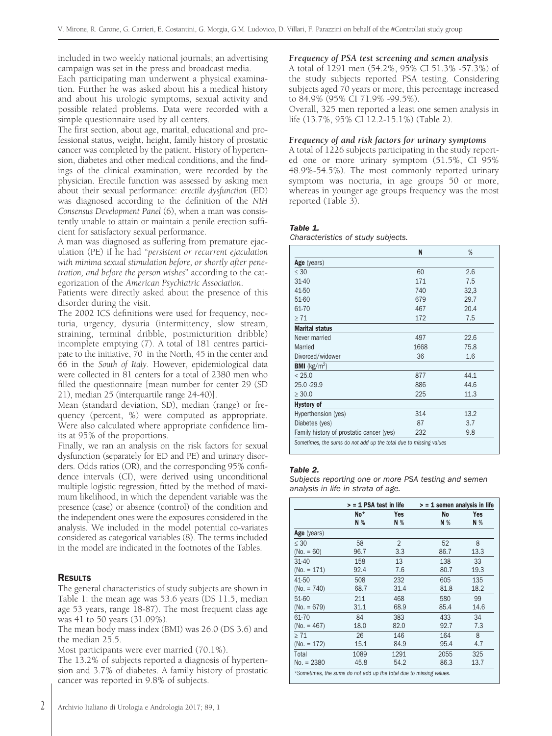included in two weekly national journals; an advertising campaign was set in the press and broadcast media.

Each participating man underwent a physical examination. Further he was asked about his a medical history and about his urologic symptoms, sexual activity and possible related problems. Data were recorded with a simple questionnaire used by all centers.

The first section, about age, marital, educational and professional status, weight, height, family history of prostatic cancer was completed by the patient. History of hypertension, diabetes and other medical conditions, and the findings of the clinical examination, were recorded by the physician. Erectile function was assessed by asking men about their sexual performance: *erectile dysfunction* (ED) was diagnosed according to the definition of the *NIH Consensus Development Panel* (6), when a man was consistently unable to attain or maintain a penile erection sufficient for satisfactory sexual performance.

A man was diagnosed as suffering from premature ejaculation (PE) if he had "*persistent or recurrent ejaculation with minima sexual stimulation before, or shortly after penetration, and before the person wishes*" according to the categorization of the *American Psychiatric Association*.

Patients were directly asked about the presence of this disorder during the visit.

The 2002 ICS definitions were used for frequency, nocturia, urgency, dysuria (intermittency, slow stream, straining, terminal dribble, postmicturition dribble) incomplete emptying (7). A total of 181 centres participate to the initiative, 70 in the North, 45 in the center and 66 in the *South of Italy*. However, epidemiological data were collected in 81 centers for a total of 2380 men who filled the questionnaire [mean number for center 29 (SD 21), median 25 (interquartile range 24-40)].

Mean (standard deviation, SD), median (range) or frequency (percent, %) were computed as appropriate. Were also calculated where appropriate confidence limits at 95% of the proportions.

Finally, we ran an analysis on the risk factors for sexual dysfunction (separately for ED and PE) and urinary disorders. Odds ratios (OR), and the corresponding 95% confidence intervals (CI), were derived using unconditional multiple logistic regression, fitted by the method of maximum likelihood, in which the dependent variable was the presence (case) or absence (control) of the condition and the independent ones were the exposures considered in the analysis. We included in the model potential co-variates considered as categorical variables (8). The terms included in the model are indicated in the footnotes of the Tables.

## Results

The general characteristics of study subjects are shown in Table 1: the mean age was 53.6 years (DS 11.5, median age 53 years, range 18-87). The most frequent class age was 41 to 50 years (31.09%).

The mean body mass index (BMI) was 26.0 (DS 3.6) and the median 25.5.

Most participants were ever married (70.1%).

The 13.2% of subjects reported a diagnosis of hypertension and 3.7% of diabetes. A family history of prostatic cancer was reported in 9.8% of subjects.

### *Frequency of PSA test screening and semen analysis*

A total of 1291 men (54.2%, 95% CI 51.3% -57.3%) of the study subjects reported PSA testing. Considering subjects aged 70 years or more, this percentage increased to 84.9% (95% CI 71.9% -99.5%).

Overall, 325 men reported a least one semen analysis in life (13.7%, 95% CI 12.2-15.1%) (Table 2).

### *Frequency of and risk factors for urinary symptoms*

A total of 1226 subjects participating in the study reported one or more urinary symptom (51.5%, CI 95% 48.9%-54.5%). The most commonly reported urinary symptom was nocturia, in age groups 50 or more, whereas in younger age groups frequency was the most reported (Table 3).

***Table 1.***
*Characteristics of study subjects.*

| | N | % |
|---|---|---|
| **Age** (years) | | |
| ≤ 30 | 60 | 2.6 |
| 31-40 | 171 | 7.5 |
| 41-50 | 740 | 32,3 |
| 51-60 | 679 | 29.7 |
| 61-70 | 467 | 20.4 |
| ≥ 71 | 172 | 7.5 |
| **Marital status** | | |
| Never married | 497 | 22.6 |
| Married | 1668 | 75.8 |
| Divorced/widower | 36 | 1.6 |
| **BMI** (kg/m$^2$) | | |
| < 25.0 | 877 | 44.1 |
| 25.0 -29.9 | 886 | 44.6 |
| ≥ 30.0 | 225 | 11.3 |
| **Hystory of** | | |
| Hyperthension (yes) | 314 | 13.2 |
| Diabetes (yes) | 87 | 3.7 |
| Family history of prostatic cancer (yes) | 232 | 9.8 |

*Sometimes, the sums do not add up the total due to missing values*

***Table 2.***
*Subjects reporting one or more PSA testing and semen analysis in life in strata of age.*

| | > = 1 PSA test in life | | > = 1 semen analysis in life | |
|---|---|---|---|---|
| | No* N % | Yes N % | No N % | Yes N % |
| **Age** (years) | | | | |
| ≤ 30 (No. = 60) | 58 96.7 | 2 3.3 | 52 86.7 | 8 13.3 |
| 31-40 (No. = 171) | 158 92.4 | 13 7.6 | 138 80.7 | 33 19.3 |
| 41-50 (No. = 740) | 508 68.7 | 232 31.4 | 605 81.8 | 135 18.2 |
| 51-60 (No. = 679) | 211 31.1 | 468 68.9 | 580 85.4 | 99 14.6 |
| 61-70 (No. = 467) | 84 18.0 | 383 82.0 | 433 92.7 | 34 7.3 |
| ≥ 71 (No. = 172) | 26 15.1 | 146 84.9 | 164 95.4 | 8 4.7 |
| Total No. = 2380 | 1089 45.8 | 1291 54.2 | 2055 86.3 | 325 13.7 |

*Sometimes, the sums do not add up the total due to missing values.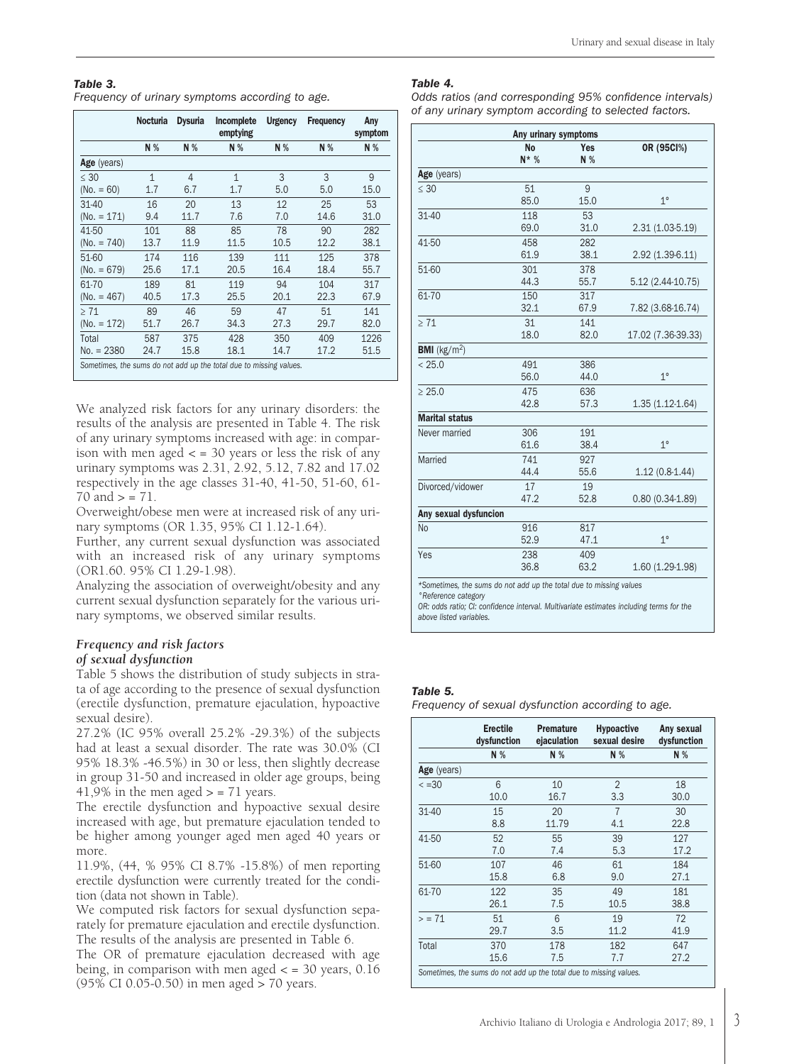***Table 3.***
*Frequency of urinary symptoms according to age.*

| | Nocturia | Dysuria | Incomplete emptying | Urgency | Frequency | Any symptom |
|---|---|---|---|---|---|---|
| | N % | N % | N % | N % | N % | N % |
| **Age** (years) | | | | | | |
| ≤ 30 (No. = 60) | 1<br>1.7 | 4<br>6.7 | 1<br>1.7 | 3<br>5.0 | 3<br>5.0 | 9<br>15.0 |
| 31-40 (No. = 171) | 16<br>9.4 | 20<br>11.7 | 13<br>7.6 | 12<br>7.0 | 25<br>14.6 | 53<br>31.0 |
| 41-50 (No. = 740) | 101<br>13.7 | 88<br>11.9 | 85<br>11.5 | 78<br>10.5 | 90<br>12.2 | 282<br>38.1 |
| 51-60 (No. = 679) | 174<br>25.6 | 116<br>17.1 | 139<br>20.5 | 111<br>16.4 | 125<br>18.4 | 378<br>55.7 |
| 61-70 (No. = 467) | 189<br>40.5 | 81<br>17.3 | 119<br>25.5 | 94<br>20.1 | 104<br>22.3 | 317<br>67.9 |
| ≥ 71 (No. = 172) | 89<br>51.7 | 46<br>26.7 | 59<br>34.3 | 47<br>27.3 | 51<br>29.7 | 141<br>82.0 |
| Total No. = 2380 | 587<br>24.7 | 375<br>15.8 | 428<br>18.1 | 350<br>14.7 | 409<br>17.2 | 1226<br>51.5 |

*Sometimes, the sums do not add up the total due to missing values.*

We analyzed risk factors for any urinary disorders: the results of the analysis are presented in Table 4. The risk of any urinary symptoms increased with age: in comparison with men aged < = 30 years or less the risk of any urinary symptoms was 2.31, 2.92, 5.12, 7.82 and 17.02 respectively in the age classes 31-40, 41-50, 51-60, 61-70 and > = 71.

Overweight/obese men were at increased risk of any urinary symptoms (OR 1.35, 95% CI 1.12-1.64).

Further, any current sexual dysfunction was associated with an increased risk of any urinary symptoms (OR1.60. 95% CI 1.29-1.98).

Analyzing the association of overweight/obesity and any current sexual dysfunction separately for the various urinary symptoms, we observed similar results.

### *Frequency and risk factors of sexual dysfunction*

Table 5 shows the distribution of study subjects in strata of age according to the presence of sexual dysfunction (erectile dysfunction, premature ejaculation, hypoactive sexual desire).

27.2% (IC 95% overall 25.2% -29.3%) of the subjects had at least a sexual disorder. The rate was 30.0% (CI 95% 18.3% -46.5%) in 30 or less, then slightly decrease in group 31-50 and increased in older age groups, being 41,9% in the men aged > = 71 years.

The erectile dysfunction and hypoactive sexual desire increased with age, but premature ejaculation tended to be higher among younger aged men aged 40 years or more.

11.9%, (44, % 95% CI 8.7% -15.8%) of men reporting erectile dysfunction were currently treated for the condition (data not shown in Table).

We computed risk factors for sexual dysfunction separately for premature ejaculation and erectile dysfunction. The results of the analysis are presented in Table 6.

The OR of premature ejaculation decreased with age being, in comparison with men aged < = 30 years, 0.16 (95% CI 0.05-0.50) in men aged > 70 years.

***Table 4.***
*Odds ratios (and corresponding 95% confidence intervals) of any urinary symptom according to selected factors.*

| | Any urinary symptoms | | |
|---|---|---|---|
| | No<br>N* % | Yes<br>N % | OR (95CI%) |
| **Age** (years) | | | |
| ≤ 30 | 51<br>85.0 | 9<br>15.0 | 1° |
| 31-40 | 118<br>69.0 | 53<br>31.0 | 2.31 (1.03-5.19) |
| 41-50 | 458<br>61.9 | 282<br>38.1 | 2.92 (1.39-6.11) |
| 51-60 | 301<br>44.3 | 378<br>55.7 | 5.12 (2.44-10.75) |
| 61-70 | 150<br>32.1 | 317<br>67.9 | 7.82 (3.68-16.74) |
| ≥ 71 | 31<br>18.0 | 141<br>82.0 | 17.02 (7.36-39.33) |
| **BMI** (kg/m$^2$) | | | |
| < 25.0 | 491<br>56.0 | 386<br>44.0 | 1° |
| ≥ 25.0 | 475<br>42.8 | 636<br>57.3 | 1.35 (1.12-1.64) |
| **Marital status** | | | |
| Never married | 306<br>61.6 | 191<br>38.4 | 1° |
| Married | 741<br>44.4 | 927<br>55.6 | 1.12 (0.8-1.44) |
| Divorced/vidower | 17<br>47.2 | 19<br>52.8 | 0.80 (0.34-1.89) |
| **Any sexual dysfuncion** | | | |
| No | 916<br>52.9 | 817<br>47.1 | 1° |
| Yes | 238<br>36.8 | 409<br>63.2 | 1.60 (1.29-1.98) |

*\*Sometimes, the sums do not add up the total due to missing values*
*°Reference category*
*OR: odds ratio; CI: confidence interval. Multivariate estimates including terms for the above listed variables.*

***Table 5.***
*Frequency of sexual dysfunction according to age.*

| | Erectile dysfunction | Premature ejaculation | Hypoactive sexual desire | Any sexual dysfunction |
|---|---|---|---|---|
| | N % | N % | N % | N % |
| **Age** (years) | | | | |
| < =30 | 6<br>10.0 | 10<br>16.7 | 2<br>3.3 | 18<br>30.0 |
| 31-40 | 15<br>8.8 | 20<br>11.79 | 7<br>4.1 | 30<br>22.8 |
| 41-50 | 52<br>7.0 | 55<br>7.4 | 39<br>5.3 | 127<br>17.2 |
| 51-60 | 107<br>15.8 | 46<br>6.8 | 61<br>9.0 | 184<br>27.1 |
| 61-70 | 122<br>26.1 | 35<br>7.5 | 49<br>10.5 | 181<br>38.8 |
| > = 71 | 51<br>29.7 | 6<br>3.5 | 19<br>11.2 | 72<br>41.9 |
| Total | 370<br>15.6 | 178<br>7.5 | 182<br>7.7 | 647<br>27.2 |

*Sometimes, the sums do not add up the total due to missing values.*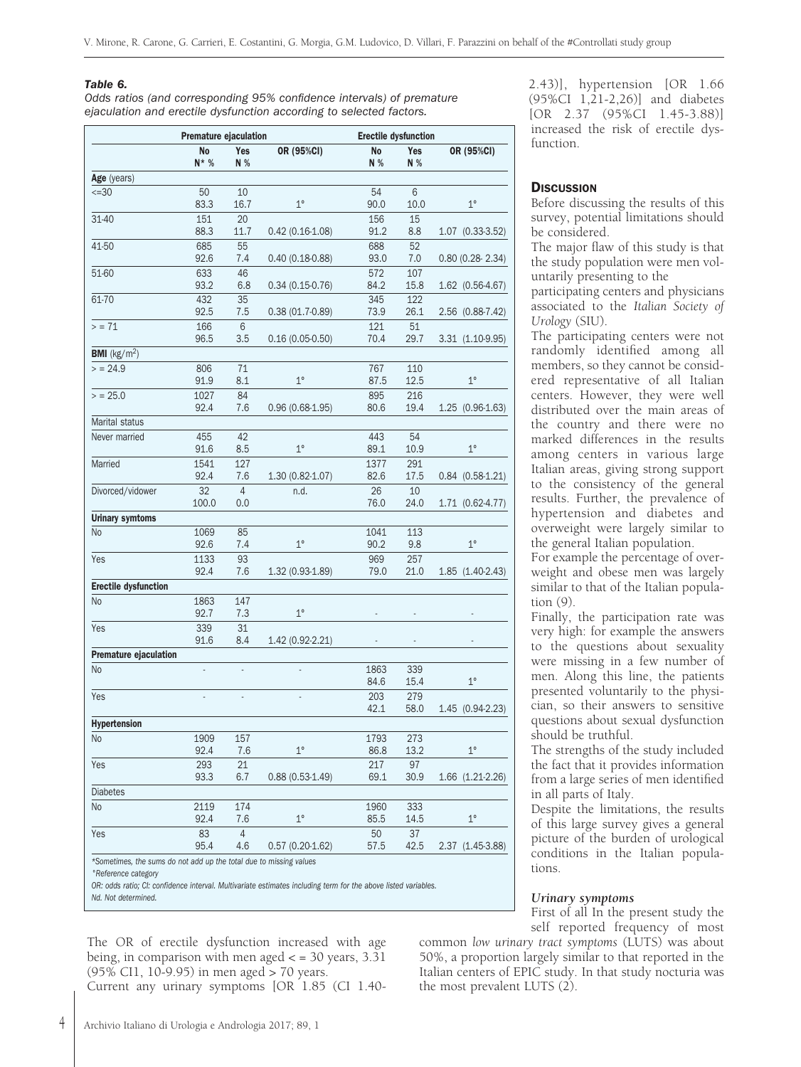***Table 6.***

*Odds ratios (and corresponding 95% confidence intervals) of premature ejaculation and erectile dysfunction according to selected factors.*

| | Premature ejaculation | | | Erectile dysfunction | | |
|---|---|---|---|---|---|---|
| | No N* % | Yes N % | OR (95%CI) | No N % | Yes N % | OR (95%CI) |
| **Age** (years) | | | | | | |
| <=30 | 50<br>83.3 | 10<br>16.7 | 1° | 54<br>90.0 | 6<br>10.0 | 1° |
| 31-40 | 151<br>88.3 | 20<br>11.7 | 0.42 (0.16-1.08) | 156<br>91.2 | 15<br>8.8 | 1.07 (0.33-3.52) |
| 41-50 | 685<br>92.6 | 55<br>7.4 | 0.40 (0.18-0.88) | 688<br>93.0 | 52<br>7.0 | 0.80 (0.28- 2.34) |
| 51-60 | 633<br>93.2 | 46<br>6.8 | 0.34 (0.15-0.76) | 572<br>84.2 | 107<br>15.8 | 1.62 (0.56-4.67) |
| 61-70 | 432<br>92.5 | 35<br>7.5 | 0.38 (01.7-0.89) | 345<br>73.9 | 122<br>26.1 | 2.56 (0.88-7.42) |
| > = 71 | 166<br>96.5 | 6<br>3.5 | 0.16 (0.05-0.50) | 121<br>70.4 | 51<br>29.7 | 3.31 (1.10-9.95) |
| **BMI** (kg/m$^2$) | | | | | | |
| > = 24.9 | 806<br>91.9 | 71<br>8.1 | 1° | 767<br>87.5 | 110<br>12.5 | 1° |
| > = 25.0 | 1027<br>92.4 | 84<br>7.6 | 0.96 (0.68-1.95) | 895<br>80.6 | 216<br>19.4 | 1.25 (0.96-1.63) |
| Marital status | | | | | | |
| Never married | 455<br>91.6 | 42<br>8.5 | 1° | 443<br>89.1 | 54<br>10.9 | 1° |
| Married | 1541<br>92.4 | 127<br>7.6 | 1.30 (0.82-1.07) | 1377<br>82.6 | 291<br>17.5 | 0.84 (0.58-1.21) |
| Divorced/vidower | 32<br>100.0 | 4<br>0.0 | n.d. | 26<br>76.0 | 10<br>24.0 | 1.71 (0.62-4.77) |
| **Urinary symtoms** | | | | | | |
| No | 1069<br>92.6 | 85<br>7.4 | 1° | 1041<br>90.2 | 113<br>9.8 | 1° |
| Yes | 1133<br>92.4 | 93<br>7.6 | 1.32 (0.93-1.89) | 969<br>79.0 | 257<br>21.0 | 1.85 (1.40-2.43) |
| **Erectile dysfunction** | | | | | | |
| No | 1863<br>92.7 | 147<br>7.3 | 1° | - | - | - |
| Yes | 339<br>91.6 | 31<br>8.4 | 1.42 (0.92-2.21) | - | - | - |
| **Premature ejaculation** | | | | | | |
| No | - | - | - | 1863<br>84.6 | 339<br>15.4 | 1° |
| Yes | - | - | - | 203<br>42.1 | 279<br>58.0 | 1.45 (0.94-2.23) |
| **Hypertension** | | | | | | |
| No | 1909<br>92.4 | 157<br>7.6 | 1° | 1793<br>86.8 | 273<br>13.2 | 1° |
| Yes | 293<br>93.3 | 21<br>6.7 | 0.88 (0.53-1.49) | 217<br>69.1 | 97<br>30.9 | 1.66 (1.21-2.26) |
| Diabetes | | | | | | |
| No | 2119<br>92.4 | 174<br>7.6 | 1° | 1960<br>85.5 | 333<br>14.5 | 1° |
| Yes | 83<br>95.4 | 4<br>4.6 | 0.57 (0.20-1.62) | 50<br>57.5 | 37<br>42.5 | 2.37 (1.45-3.88) |

*\*Sometimes, the sums do not add up the total due to missing values*
*°Reference category*
*OR: odds ratio; CI: confidence interval. Multivariate estimates including term for the above listed variables.*
*Nd. Not determined.*

The OR of erectile dysfunction increased with age being, in comparison with men aged < = 30 years, 3.31 (95% CI1, 10-9.95) in men aged > 70 years.

Current any urinary symptoms [OR 1.85 (CI 1.40-2.43)], hypertension [OR 1.66 (95%CI 1,21-2,26)] and diabetes [OR 2.37 (95%CI 1.45-3.88)] increased the risk of erectile dysfunction.

## Discussion

Before discussing the results of this survey, potential limitations should be considered.

The major flaw of this study is that the study population were men voluntarily presenting to the participating centers and physicians associated to the *Italian Society of Urology* (SIU).

The participating centers were not randomly identified among all members, so they cannot be considered representative of all Italian centers. However, they were well distributed over the main areas of the country and there were no marked differences in the results among centers in various large Italian areas, giving strong support to the consistency of the general results. Further, the prevalence of hypertension and diabetes and overweight were largely similar to the general Italian population.

For example the percentage of overweight and obese men was largely similar to that of the Italian population (9).

Finally, the participation rate was very high: for example the answers to the questions about sexuality were missing in a few number of men. Along this line, the patients presented voluntarily to the physician, so their answers to sensitive questions about sexual dysfunction should be truthful.

The strengths of the study included the fact that it provides information from a large series of men identified in all parts of Italy.

Despite the limitations, the results of this large survey gives a general picture of the burden of urological conditions in the Italian populations.

### *Urinary symptoms*

First of all In the present study the self reported frequency of most common *low urinary tract symptoms* (LUTS) was about 50%, a proportion largely similar to that reported in the Italian centers of EPIC study. In that study nocturia was the most prevalent LUTS (2).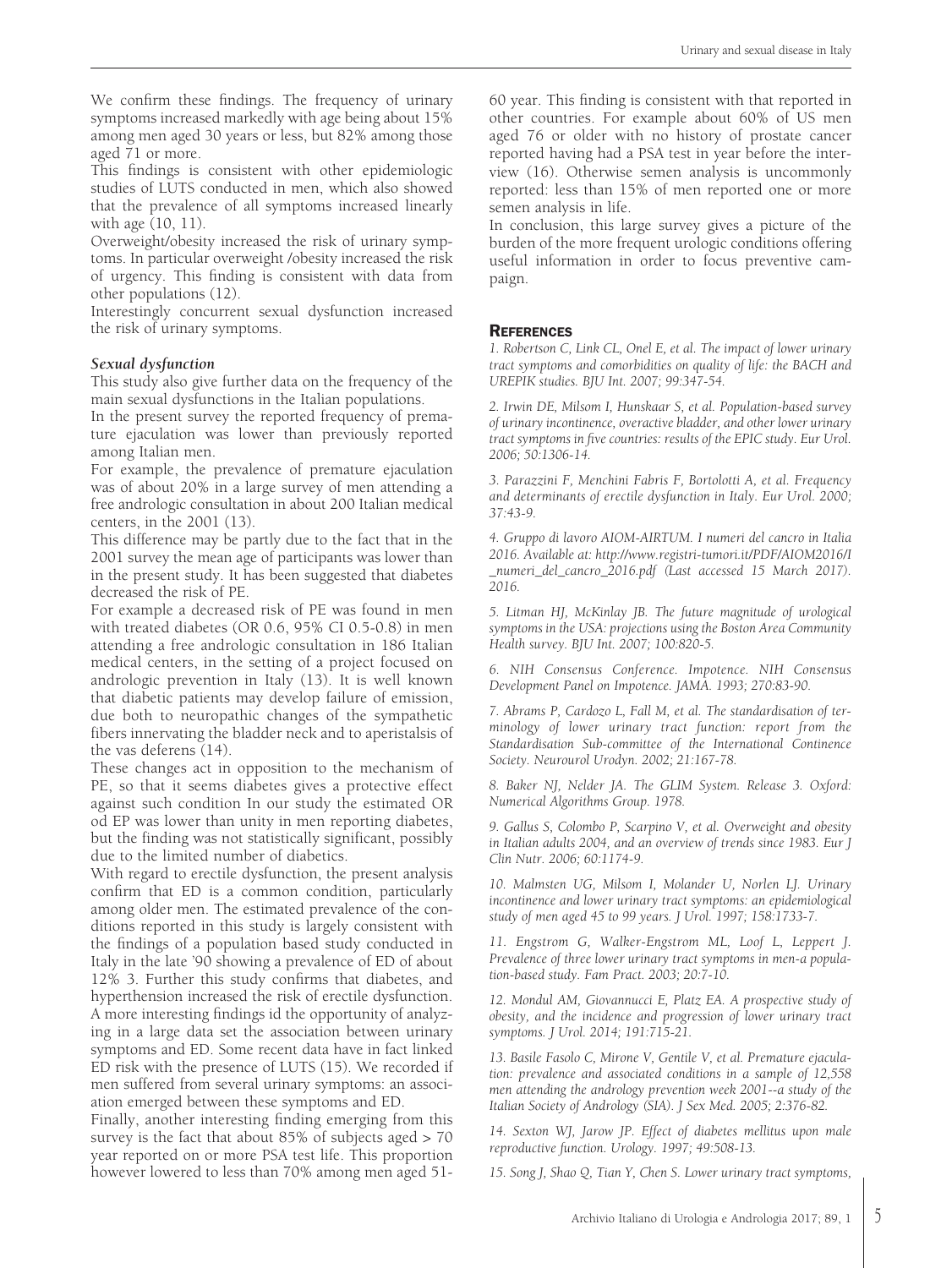We confirm these findings. The frequency of urinary symptoms increased markedly with age being about 15% among men aged 30 years or less, but 82% among those aged 71 or more.

This findings is consistent with other epidemiologic studies of LUTS conducted in men, which also showed that the prevalence of all symptoms increased linearly with age (10, 11).

Overweight/obesity increased the risk of urinary symptoms. In particular overweight /obesity increased the risk of urgency. This finding is consistent with data from other populations (12).

Interestingly concurrent sexual dysfunction increased the risk of urinary symptoms.

### *Sexual dysfunction*

This study also give further data on the frequency of the main sexual dysfunctions in the Italian populations.

In the present survey the reported frequency of premature ejaculation was lower than previously reported among Italian men.

For example, the prevalence of premature ejaculation was of about 20% in a large survey of men attending a free andrologic consultation in about 200 Italian medical centers, in the 2001 (13).

This difference may be partly due to the fact that in the 2001 survey the mean age of participants was lower than in the present study. It has been suggested that diabetes decreased the risk of PE.

For example a decreased risk of PE was found in men with treated diabetes (OR 0.6, 95% CI 0.5-0.8) in men attending a free andrologic consultation in 186 Italian medical centers, in the setting of a project focused on andrologic prevention in Italy (13). It is well known that diabetic patients may develop failure of emission, due both to neuropathic changes of the sympathetic fibers innervating the bladder neck and to aperistalsis of the vas deferens (14).

These changes act in opposition to the mechanism of PE, so that it seems diabetes gives a protective effect against such condition In our study the estimated OR od EP was lower than unity in men reporting diabetes, but the finding was not statistically significant, possibly due to the limited number of diabetics.

With regard to erectile dysfunction, the present analysis confirm that ED is a common condition, particularly among older men. The estimated prevalence of the conditions reported in this study is largely consistent with the findings of a population based study conducted in Italy in the late '90 showing a prevalence of ED of about 12% 3. Further this study confirms that diabetes, and hyperthension increased the risk of erectile dysfunction. A more interesting findings id the opportunity of analyzing in a large data set the association between urinary symptoms and ED. Some recent data have in fact linked ED risk with the presence of LUTS (15). We recorded if men suffered from several urinary symptoms: an association emerged between these symptoms and ED.

Finally, another interesting finding emerging from this survey is the fact that about 85% of subjects aged > 70 year reported on or more PSA test life. This proportion however lowered to less than 70% among men aged 51-60 year. This finding is consistent with that reported in other countries. For example about 60% of US men aged 76 or older with no history of prostate cancer reported having had a PSA test in year before the interview (16). Otherwise semen analysis is uncommonly reported: less than 15% of men reported one or more semen analysis in life.

In conclusion, this large survey gives a picture of the burden of the more frequent urologic conditions offering useful information in order to focus preventive campaign.

## References

1. *Robertson C, Link CL, Onel E, et al. The impact of lower urinary tract symptoms and comorbidities on quality of life: the BACH and UREPIK studies. BJU Int. 2007; 99:347-54.*

2. *Irwin DE, Milsom I, Hunskaar S, et al. Population-based survey of urinary incontinence, overactive bladder, and other lower urinary tract symptoms in five countries: results of the EPIC study. Eur Urol. 2006; 50:1306-14.*

3. *Parazzini F, Menchini Fabris F, Bortolotti A, et al. Frequency and determinants of erectile dysfunction in Italy. Eur Urol. 2000; 37:43-9.*

4. *Gruppo di lavoro AIOM-AIRTUM. I numeri del cancro in Italia 2016. Available at: http://www.registri-tumori.it/PDF/AIOM2016/I_numeri_del_cancro_2016.pdf (Last accessed 15 March 2017). 2016.*

5. *Litman HJ, McKinlay JB. The future magnitude of urological symptoms in the USA: projections using the Boston Area Community Health survey. BJU Int. 2007; 100:820-5.*

6. *NIH Consensus Conference. Impotence. NIH Consensus Development Panel on Impotence. JAMA. 1993; 270:83-90.*

7. *Abrams P, Cardozo L, Fall M, et al. The standardisation of terminology of lower urinary tract function: report from the Standardisation Sub-committee of the International Continence Society. Neurourol Urodyn. 2002; 21:167-78.*

8. *Baker NJ, Nelder JA. The GLIM System. Release 3. Oxford: Numerical Algorithms Group. 1978.*

9. *Gallus S, Colombo P, Scarpino V, et al. Overweight and obesity in Italian adults 2004, and an overview of trends since 1983. Eur J Clin Nutr. 2006; 60:1174-9.*

10. *Malmsten UG, Milsom I, Molander U, Norlen LJ. Urinary incontinence and lower urinary tract symptoms: an epidemiological study of men aged 45 to 99 years. J Urol. 1997; 158:1733-7.*

11. *Engstrom G, Walker-Engstrom ML, Loof L, Leppert J. Prevalence of three lower urinary tract symptoms in men-a population-based study. Fam Pract. 2003; 20:7-10.*

12. *Mondul AM, Giovannucci E, Platz EA. A prospective study of obesity, and the incidence and progression of lower urinary tract symptoms. J Urol. 2014; 191:715-21.*

13. *Basile Fasolo C, Mirone V, Gentile V, et al. Premature ejaculation: prevalence and associated conditions in a sample of 12,558 men attending the andrology prevention week 2001--a study of the Italian Society of Andrology (SIA). J Sex Med. 2005; 2:376-82.*

14. *Sexton WJ, Jarow JP. Effect of diabetes mellitus upon male reproductive function. Urology. 1997; 49:508-13.*

15. *Song J, Shao Q, Tian Y, Chen S. Lower urinary tract symptoms,*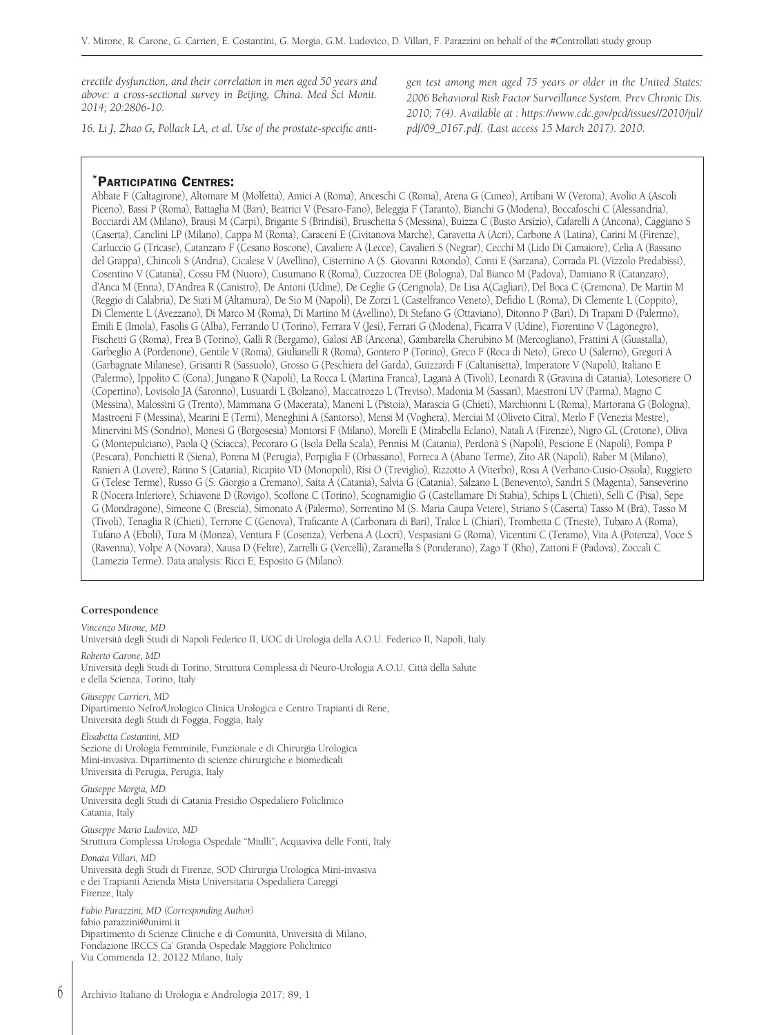*erectile dysfunction, and their correlation in men aged 50 years and above: a cross-sectional survey in Beijing, China. Med Sci Monit. 2014; 20:2806-10.*

*16. Li J, Zhao G, Pollack LA, et al. Use of the prostate-specific antigen test among men aged 75 years or older in the United States: 2006 Behavioral Risk Factor Surveillance System. Prev Chronic Dis. 2010; 7(4). Available at : https://www.cdc.gov/pcd/issues//2010/jul/pdf/09_0167.pdf. (Last access 15 March 2017). 2010.*

## *PARTICIPATING CENTRES:

Abbate F (Caltagirone), Altomare M (Molfetta), Amici A (Roma), Anceschi C (Roma), Arena G (Cuneo), Artibani W (Verona), Avolio A (Ascoli Piceno), Bassi P (Roma), Battaglia M (Bari), Beatrici V (Pesaro-Fano), Beleggia F (Taranto), Bianchi G (Modena), Boccafoschi C (Alessandria), Bocciardi AM (Milano), Brausi M (Carpi), Brigante S (Brindisi), Bruschetta S (Messina), Buizza C (Busto Arsizio), Cafarelli A (Ancona), Caggiano S (Caserta), Canclini LP (Milano), Cappa M (Roma), Caraceni E (Civitanova Marche), Caravetta A (Acri), Carbone A (Latina), Carini M (Firenze), Carluccio G (Tricase), Catanzaro F (Cesano Boscone), Cavaliere A (Lecce), Cavalieri S (Negrar), Cecchi M (Lido Di Camaiore), Celia A (Bassano del Grappa), Chincoli S (Andria), Cicalese V (Avellino), Cisternino A (S. Giovanni Rotondo), Conti E (Sarzana), Corrada PL (Vizzolo Predabissi), Cosentino V (Catania), Cossu FM (Nuoro), Cusumano R (Roma), Cuzzocrea DE (Bologna), Dal Bianco M (Padova), Damiano R (Catanzaro), d'Anca M (Enna), D'Andrea R (Canistro), De Antoni (Udine), De Ceglie G (Cerignola), De Lisa A(Cagliari), Del Boca C (Cremona), De Martin M (Reggio di Calabria), De Siati M (Altamura), De Sio M (Napoli), De Zorzi L (Castelfranco Veneto), Defidio L (Roma), Di Clemente L (Coppito), Di Clemente L (Avezzano), Di Marco M (Roma), Di Martino M (Avellino), Di Stefano G (Ottaviano), Ditonno P (Bari), Di Trapani D (Palermo), Emili E (Imola), Fasolis G (Alba), Ferrando U (Torino), Ferrara V (Jesi), Ferrari G (Modena), Ficarra V (Udine), Fiorentino V (Lagonegro), Fischetti G (Roma), Frea B (Torino), Galli R (Bergamo), Galosi AB (Ancona), Gambarella Cherubino M (Mercogliano), Frattini A (Guastalla), Garbeglio A (Pordenone), Gentile V (Roma), Giulianelli R (Roma), Gontero P (Torino), Greco F (Roca di Neto), Greco U (Salerno), Gregori A (Garbagnate Milanese), Grisanti R (Sassuolo), Grosso G (Peschiera del Garda), Guizzardi F (Caltanisetta), Imperatore V (Napoli), Italiano E (Palermo), Ippolito C (Cona), Jungano R (Napoli), La Rocca L (Martina Franca), Laganà A (Tivoli), Leonardi R (Gravina di Catania), Lotesoriere O (Copertino), Lovisolo JA (Saronno), Lusuardi L (Bolzano), Maccatrozzo L (Treviso), Madonia M (Sassari), Maestroni UV (Parma), Magno C (Messina), Malossini G (Trento), Mammana G (Macerata), Manoni L (Pistoia), Marascia G (Chieti), Marchionni L (Roma), Martorana G (Bologna), Mastroeni F (Messina), Mearini E (Terni), Meneghini A (Santorso), Mensi M (Voghera), Merciai M (Oliveto Citra), Merlo F (Venezia Mestre), Minervini MS (Sondrio), Monesi G (Borgosesia) Montorsi F (Milano), Morelli E (Mirabella Eclano), Natali A (Firenze), Nigro GL (Crotone), Oliva G (Montepulciano), Paola Q (Sciacca), Pecoraro G (Isola Della Scala), Pennisi M (Catania), Perdonà S (Napoli), Pescione E (Napoli), Pompa P (Pescara), Ponchietti R (Siena), Porena M (Perugia), Porpiglia F (Orbassano), Porreca A (Abano Terme), Zito AR (Napoli), Raber M (Milano), Ranieri A (Lovere), Ranno S (Catania), Ricapito VD (Monopoli), Risi O (Treviglio), Rizzotto A (Viterbo), Rosa A (Verbano-Cusio-Ossola), Ruggiero G (Telese Terme), Russo G (S. Giorgio a Cremano), Saita A (Catania), Salvia G (Catania), Salzano L (Benevento), Sandri S (Magenta), Sanseverino R (Nocera Inferiore), Schiavone D (Rovigo), Scoffone C (Torino), Scognamiglio G (Castellamare Di Stabia), Schips L (Chieti), Selli C (Pisa), Sepe G (Mondragone), Simeone C (Brescia), Simonato A (Palermo), Sorrentino M (S. Maria Caupa Vetere), Striano S (Caserta) Tasso M (Brà), Tasso M (Tivoli), Tenaglia R (Chieti), Terrone C (Genova), Traficante A (Carbonara di Bari), Tralce L (Chiari), Trombetta C (Trieste), Tubaro A (Roma), Tufano A (Eboli), Tura M (Monza), Ventura F (Cosenza), Verbena A (Locri), Vespasiani G (Roma), Vicentini C (Teramo), Vita A (Potenza), Voce S (Ravenna), Volpe A (Novara), Xausa D (Feltre), Zarrelli G (Vercelli), Zaramella S (Ponderano), Zago T (Rho), Zattoni F (Padova), Zoccali C (Lamezia Terme). Data analysis: Ricci E, Esposito G (Milano).

**Correspondence**

*Vincenzo Mirone, MD*
Università degli Studi di Napoli Federico II, UOC di Urologia della A.O.U. Federico II, Napoli, Italy

*Roberto Carone, MD*
Università degli Studi di Torino, Struttura Complessa di Neuro-Urologia A.O.U. Città della Salute e della Scienza, Torino, Italy

*Giuseppe Carrieri, MD*
Dipartimento Nefro/Urologico Clinica Urologica e Centro Trapianti di Rene, Università degli Studi di Foggia, Foggia, Italy

*Elisabetta Costantini, MD*
Sezione di Urologia Femminile, Funzionale e di Chirurgia Urologica Mini-invasiva. Dipartimento di scienze chirurgiche e biomedicali Università di Perugia, Perugia, Italy

*Giuseppe Morgia, MD*
Università degli Studi di Catania Presidio Ospedaliero Policlinico Catania, Italy

*Giuseppe Mario Ludovico, MD*
Struttura Complessa Urologia Ospedale "Miulli", Acquaviva delle Fonti, Italy

*Donata Villari, MD*
Università degli Studi di Firenze, SOD Chirurgia Urologica Mini-invasiva e dei Trapianti Azienda Mista Universitaria Ospedaliera Careggi Firenze, Italy

*Fabio Parazzini, MD (Corresponding Author)*
fabio.parazzini@unimi.it
Dipartimento di Scienze Cliniche e di Comunità, Università di Milano, Fondazione IRCCS Ca' Granda Ospedale Maggiore Policlinico
Via Commenda 12, 20122 Milano, Italy